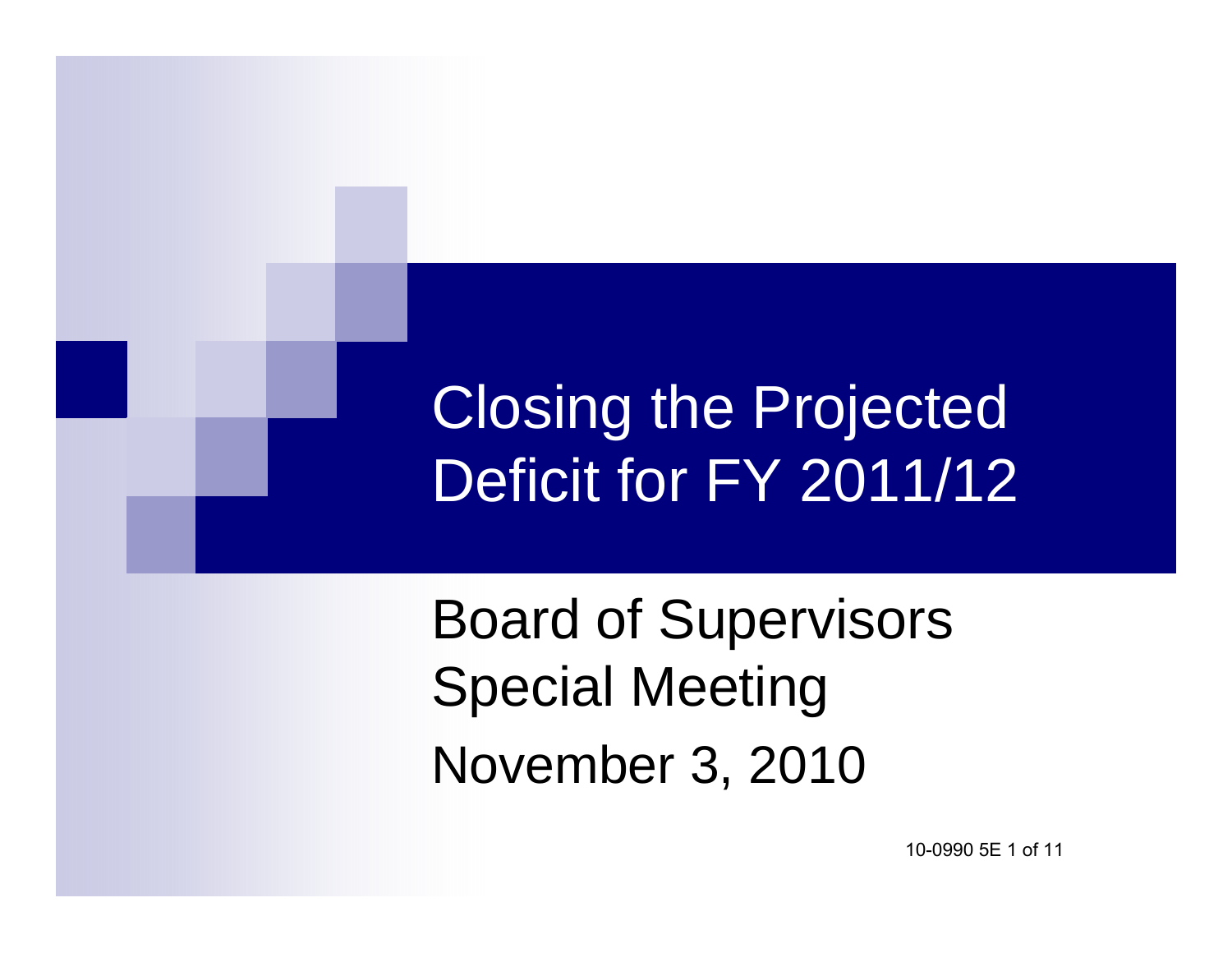# Closing the Projected Deficit for FY 2011/12

Board of Supervisors
Special Meeting
November 3, 2010

10-0990 5E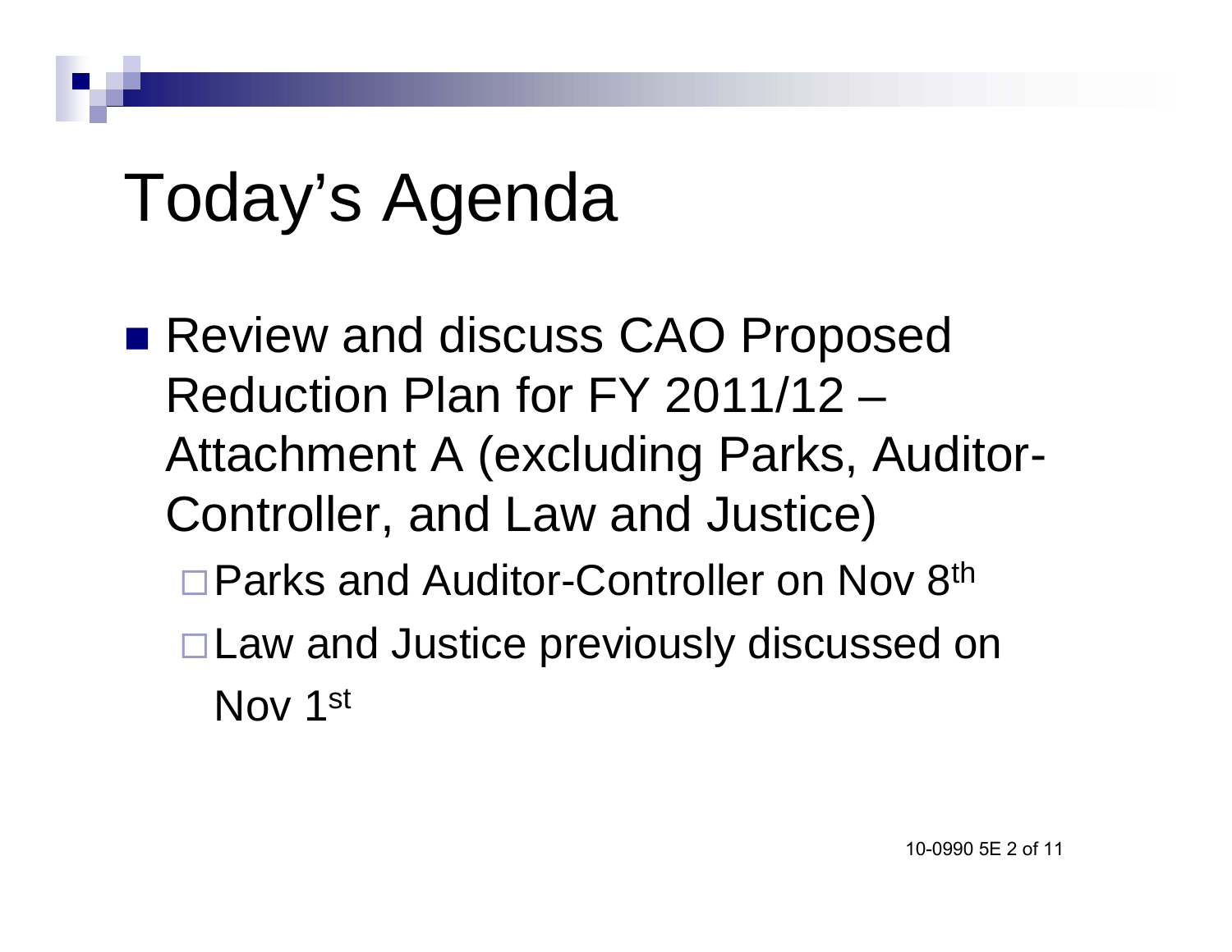# Today's Agenda

- Review and discuss CAO Proposed Reduction Plan for FY 2011/12 – Attachment A (excluding Parks, Auditor-Controller, and Law and Justice)
  - Parks and Auditor-Controller on Nov 8th
  - Law and Justice previously discussed on Nov 1st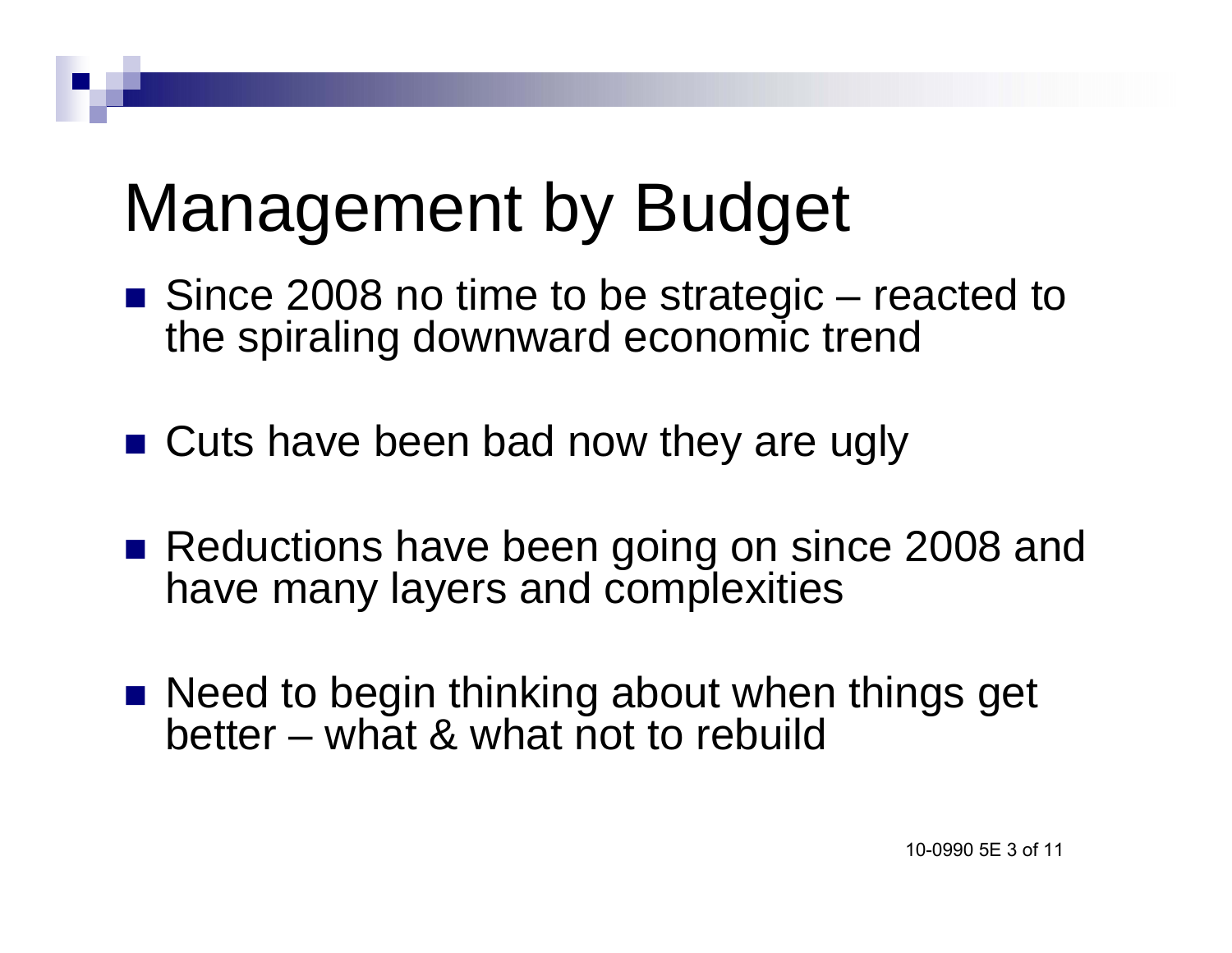# Management by Budget

- Since 2008 no time to be strategic – reacted to the spiraling downward economic trend
- Cuts have been bad now they are ugly
- Reductions have been going on since 2008 and have many layers and complexities
- Need to begin thinking about when things get better – what & what not to rebuild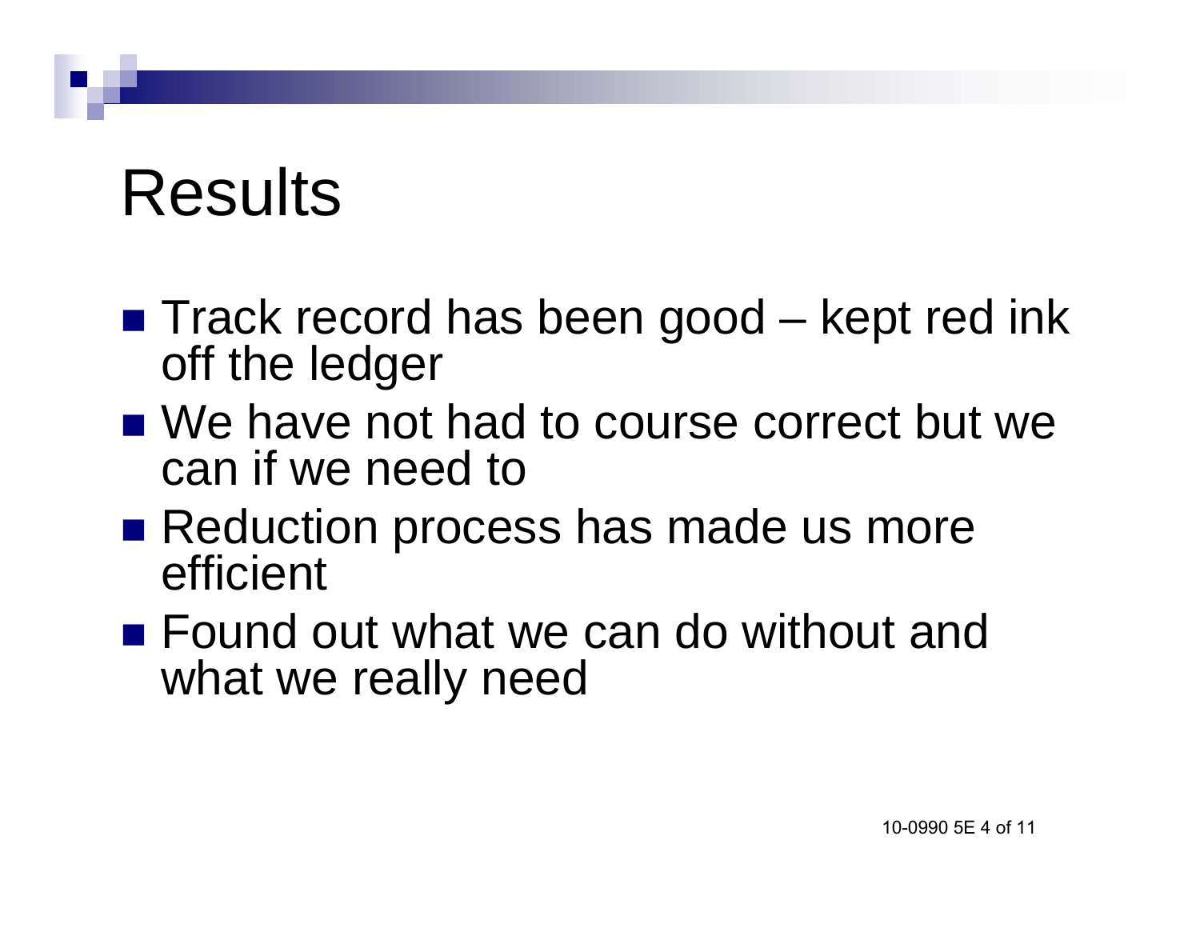# Results

- Track record has been good – kept red ink off the ledger
- We have not had to course correct but we can if we need to
- Reduction process has made us more efficient
- Found out what we can do without and what we really need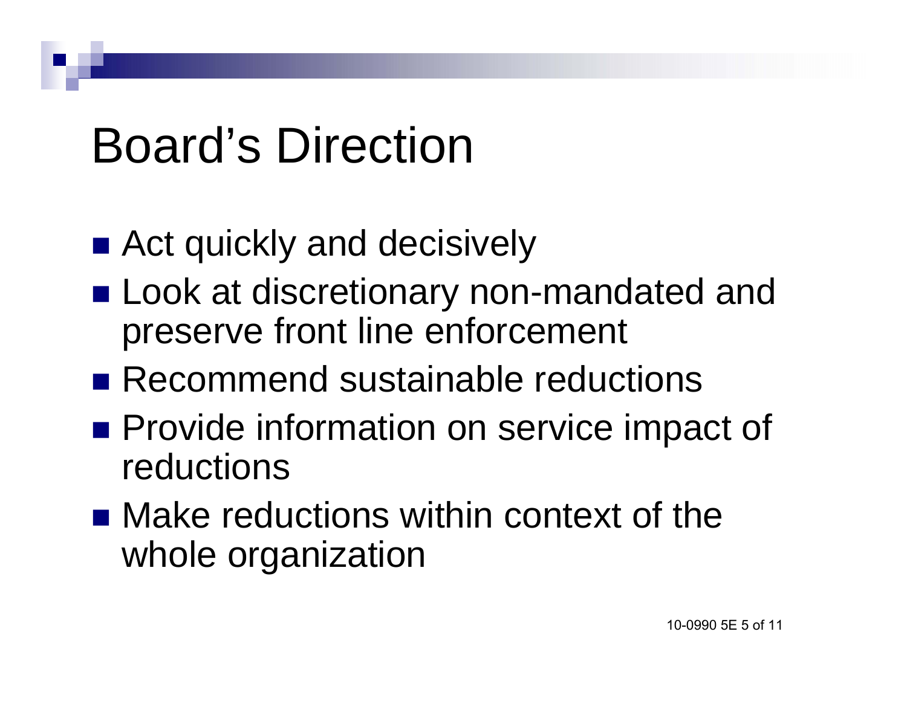# Board's Direction

- Act quickly and decisively
- Look at discretionary non-mandated and preserve front line enforcement
- Recommend sustainable reductions
- Provide information on service impact of reductions
- Make reductions within context of the whole organization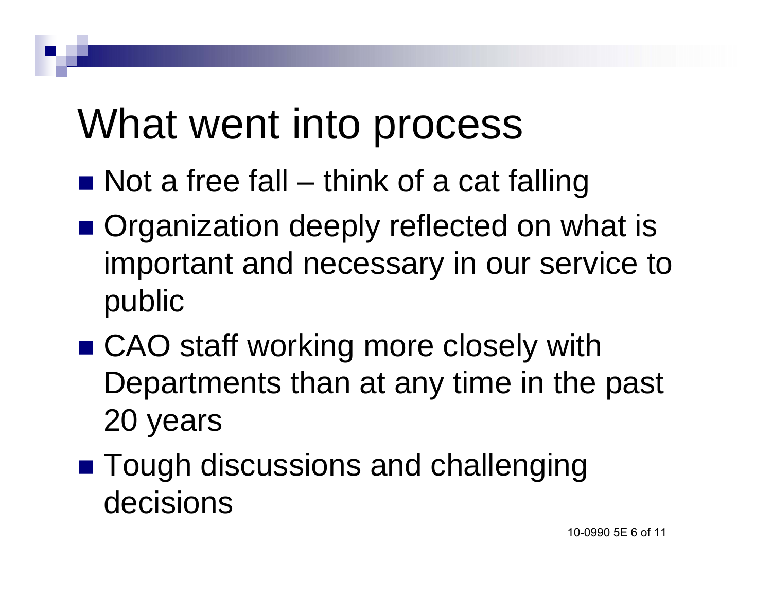# What went into process

- Not a free fall – think of a cat falling
- Organization deeply reflected on what is important and necessary in our service to public
- CAO staff working more closely with Departments than at any time in the past 20 years
- Tough discussions and challenging decisions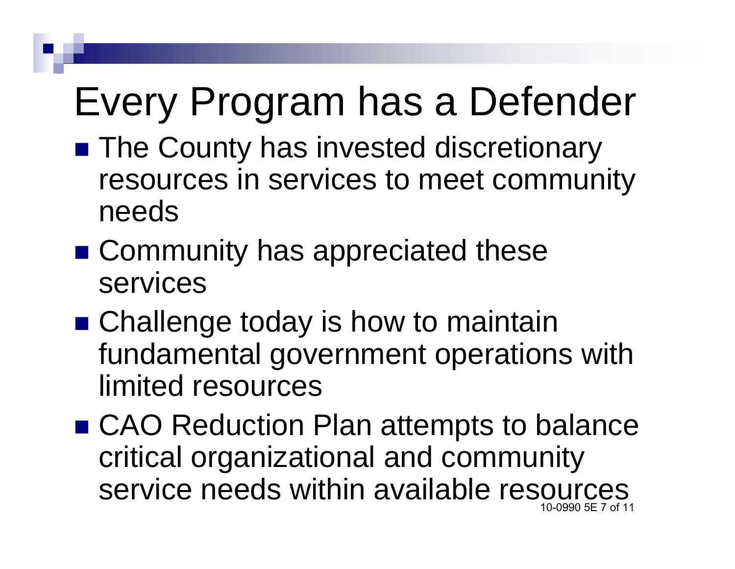# Every Program has a Defender

- The County has invested discretionary resources in services to meet community needs
- Community has appreciated these services
- Challenge today is how to maintain fundamental government operations with limited resources
- CAO Reduction Plan attempts to balance critical organizational and community service needs within available resources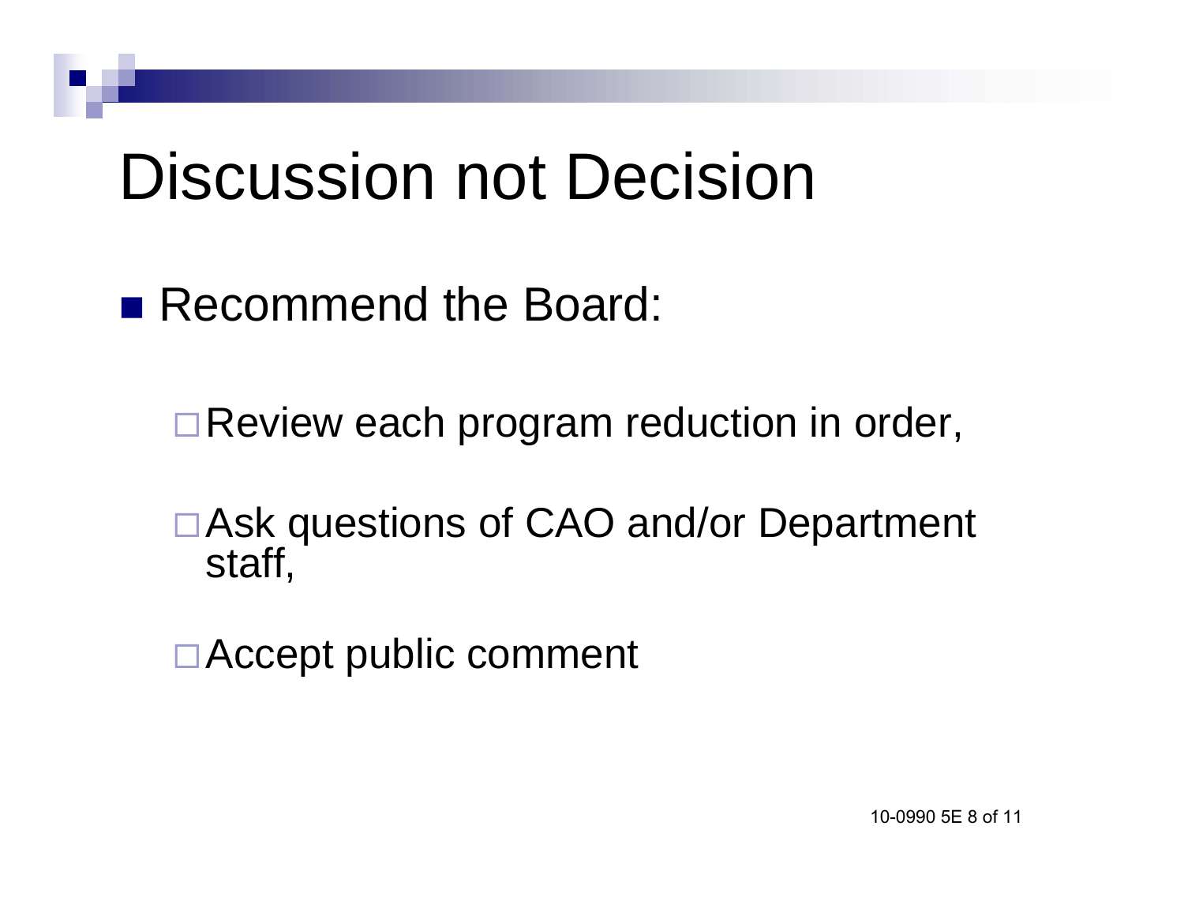# Discussion not Decision

- Recommend the Board:
  - Review each program reduction in order,
  - Ask questions of CAO and/or Department staff,
  - Accept public comment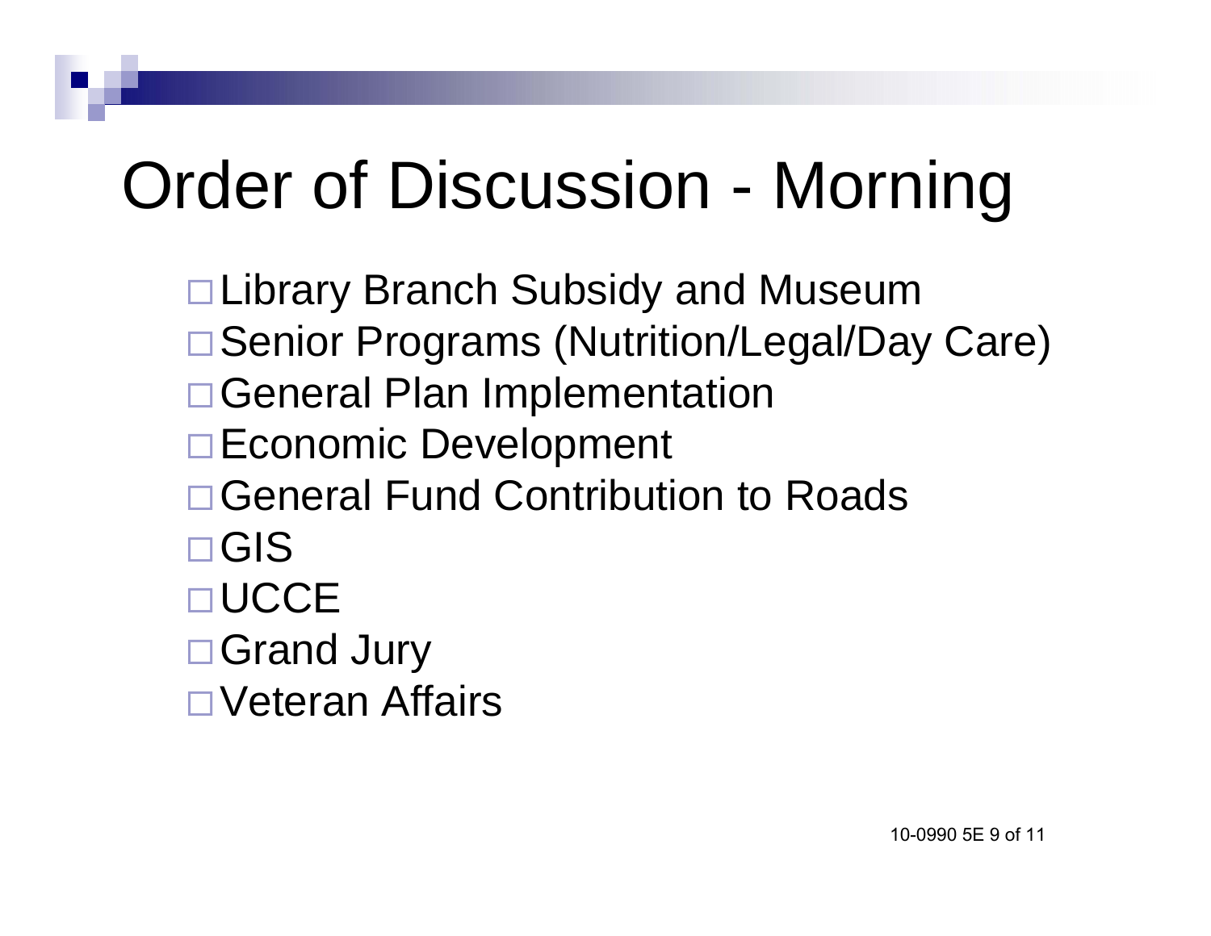# Order of Discussion - Morning

- Library Branch Subsidy and Museum
- Senior Programs (Nutrition/Legal/Day Care)
- General Plan Implementation
- Economic Development
- General Fund Contribution to Roads
- GIS
- UCCE
- Grand Jury
- Veteran Affairs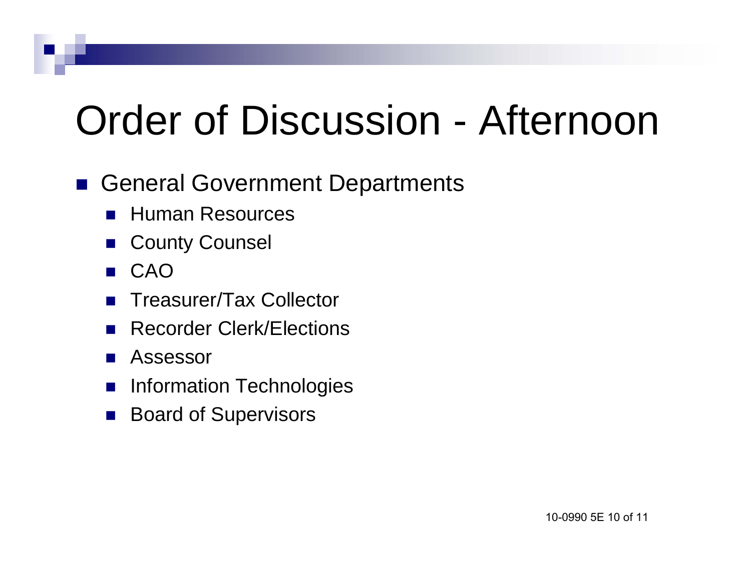# Order of Discussion - Afternoon

- General Government Departments
  - Human Resources
  - County Counsel
  - CAO
  - Treasurer/Tax Collector
  - Recorder Clerk/Elections
  - Assessor
  - Information Technologies
  - Board of Supervisors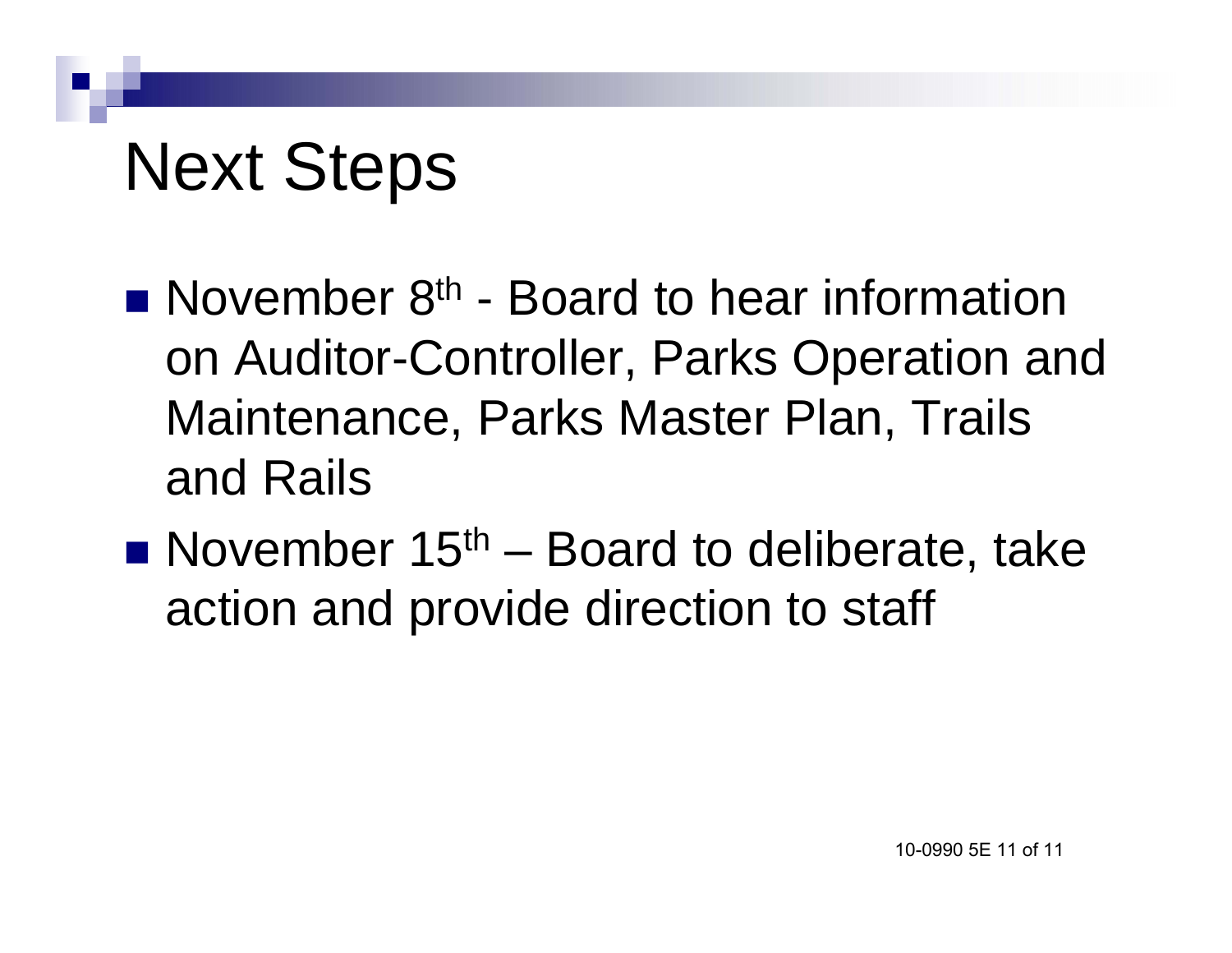# Next Steps

- November 8th - Board to hear information on Auditor-Controller, Parks Operation and Maintenance, Parks Master Plan, Trails and Rails
- November 15th – Board to deliberate, take action and provide direction to staff